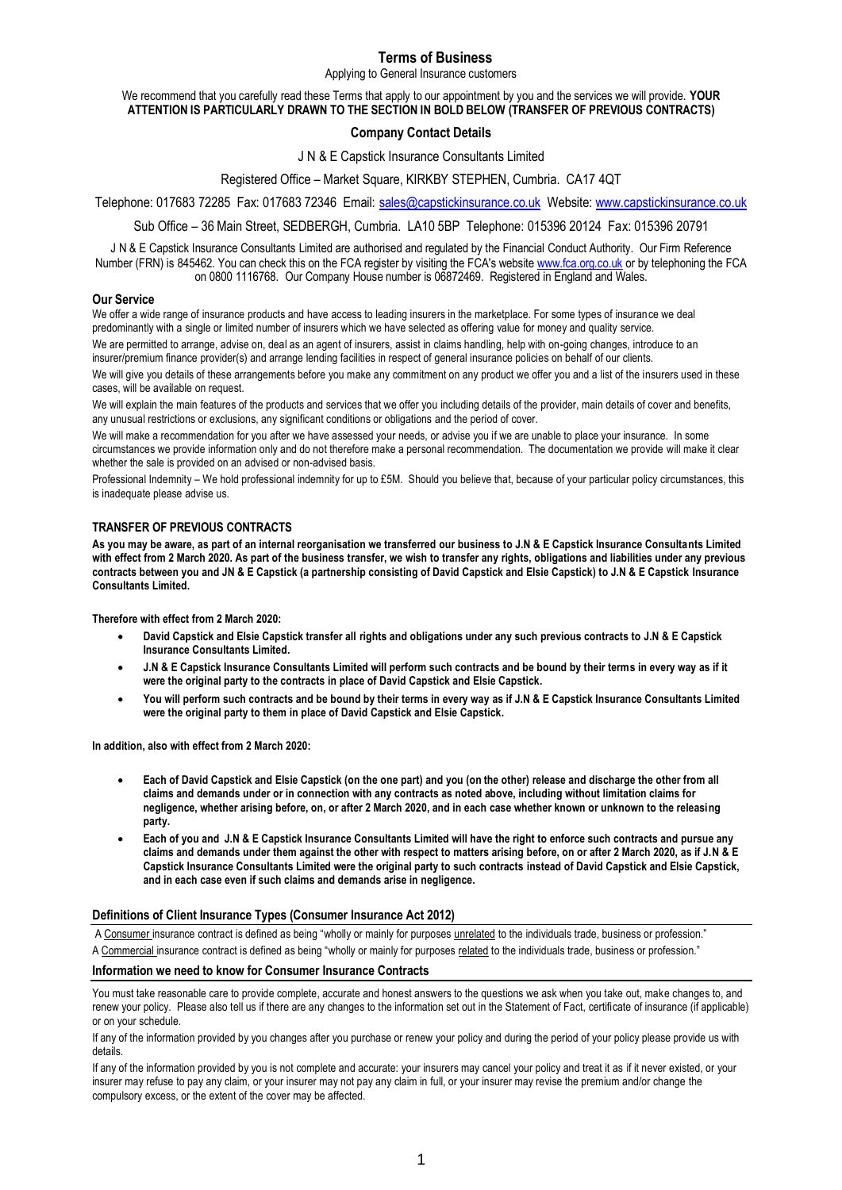# Terms of Business

Applying to General Insurance customers

We recommend that you carefully read these Terms that apply to our appointment by you and the services we will provide. **YOUR ATTENTION IS PARTICULARLY DRAWN TO THE SECTION IN BOLD BELOW (TRANSFER OF PREVIOUS CONTRACTS)**

## Company Contact Details

J N & E Capstick Insurance Consultants Limited

Registered Office – Market Square, KIRKBY STEPHEN, Cumbria. CA17 4QT

Telephone: 017683 72285 Fax: 017683 72346 Email: sales@capstickinsurance.co.uk Website: www.capstickinsurance.co.uk

Sub Office – 36 Main Street, SEDBERGH, Cumbria. LA10 5BP Telephone: 015396 20124 Fax: 015396 20791

J N & E Capstick Insurance Consultants Limited are authorised and regulated by the Financial Conduct Authority. Our Firm Reference Number (FRN) is 845462. You can check this on the FCA register by visiting the FCA's website www.fca.org.co.uk or by telephoning the FCA on 0800 1116768. Our Company House number is 06872469. Registered in England and Wales.

### Our Service

We offer a wide range of insurance products and have access to leading insurers in the marketplace. For some types of insurance we deal predominantly with a single or limited number of insurers which we have selected as offering value for money and quality service.

We are permitted to arrange, advise on, deal as an agent of insurers, assist in claims handling, help with on-going changes, introduce to an insurer/premium finance provider(s) and arrange lending facilities in respect of general insurance policies on behalf of our clients.

We will give you details of these arrangements before you make any commitment on any product we offer you and a list of the insurers used in these cases, will be available on request.

We will explain the main features of the products and services that we offer you including details of the provider, main details of cover and benefits, any unusual restrictions or exclusions, any significant conditions or obligations and the period of cover.

We will make a recommendation for you after we have assessed your needs, or advise you if we are unable to place your insurance. In some circumstances we provide information only and do not therefore make a personal recommendation. The documentation we provide will make it clear whether the sale is provided on an advised or non-advised basis.

Professional Indemnity – We hold professional indemnity for up to £5M. Should you believe that, because of your particular policy circumstances, this is inadequate please advise us.

### TRANSFER OF PREVIOUS CONTRACTS

**As you may be aware, as part of an internal reorganisation we transferred our business to J.N & E Capstick Insurance Consultants Limited with effect from 2 March 2020. As part of the business transfer, we wish to transfer any rights, obligations and liabilities under any previous contracts between you and JN & E Capstick (a partnership consisting of David Capstick and Elsie Capstick) to J.N & E Capstick Insurance Consultants Limited.**

**Therefore with effect from 2 March 2020:**

- **David Capstick and Elsie Capstick transfer all rights and obligations under any such previous contracts to J.N & E Capstick Insurance Consultants Limited.**
- **J.N & E Capstick Insurance Consultants Limited will perform such contracts and be bound by their terms in every way as if it were the original party to the contracts in place of David Capstick and Elsie Capstick.**
- **You will perform such contracts and be bound by their terms in every way as if J.N & E Capstick Insurance Consultants Limited were the original party to them in place of David Capstick and Elsie Capstick.**

**In addition, also with effect from 2 March 2020:**

- **Each of David Capstick and Elsie Capstick (on the one part) and you (on the other) release and discharge the other from all claims and demands under or in connection with any contracts as noted above, including without limitation claims for negligence, whether arising before, on, or after 2 March 2020, and in each case whether known or unknown to the releasing party.**
- **Each of you and J.N & E Capstick Insurance Consultants Limited will have the right to enforce such contracts and pursue any claims and demands under them against the other with respect to matters arising before, on or after 2 March 2020, as if J.N & E Capstick Insurance Consultants Limited were the original party to such contracts instead of David Capstick and Elsie Capstick, and in each case even if such claims and demands arise in negligence.**

### Definitions of Client Insurance Types (Consumer Insurance Act 2012)

A Consumer insurance contract is defined as being "wholly or mainly for purposes unrelated to the individuals trade, business or profession."

A Commercial insurance contract is defined as being "wholly or mainly for purposes related to the individuals trade, business or profession."

### Information we need to know for Consumer Insurance Contracts

You must take reasonable care to provide complete, accurate and honest answers to the questions we ask when you take out, make changes to, and renew your policy. Please also tell us if there are any changes to the information set out in the Statement of Fact, certificate of insurance (if applicable) or on your schedule.

If any of the information provided by you changes after you purchase or renew your policy and during the period of your policy please provide us with details.

If any of the information provided by you is not complete and accurate: your insurers may cancel your policy and treat it as if it never existed, or your insurer may refuse to pay any claim, or your insurer may not pay any claim in full, or your insurer may revise the premium and/or change the compulsory excess, or the extent of the cover may be affected.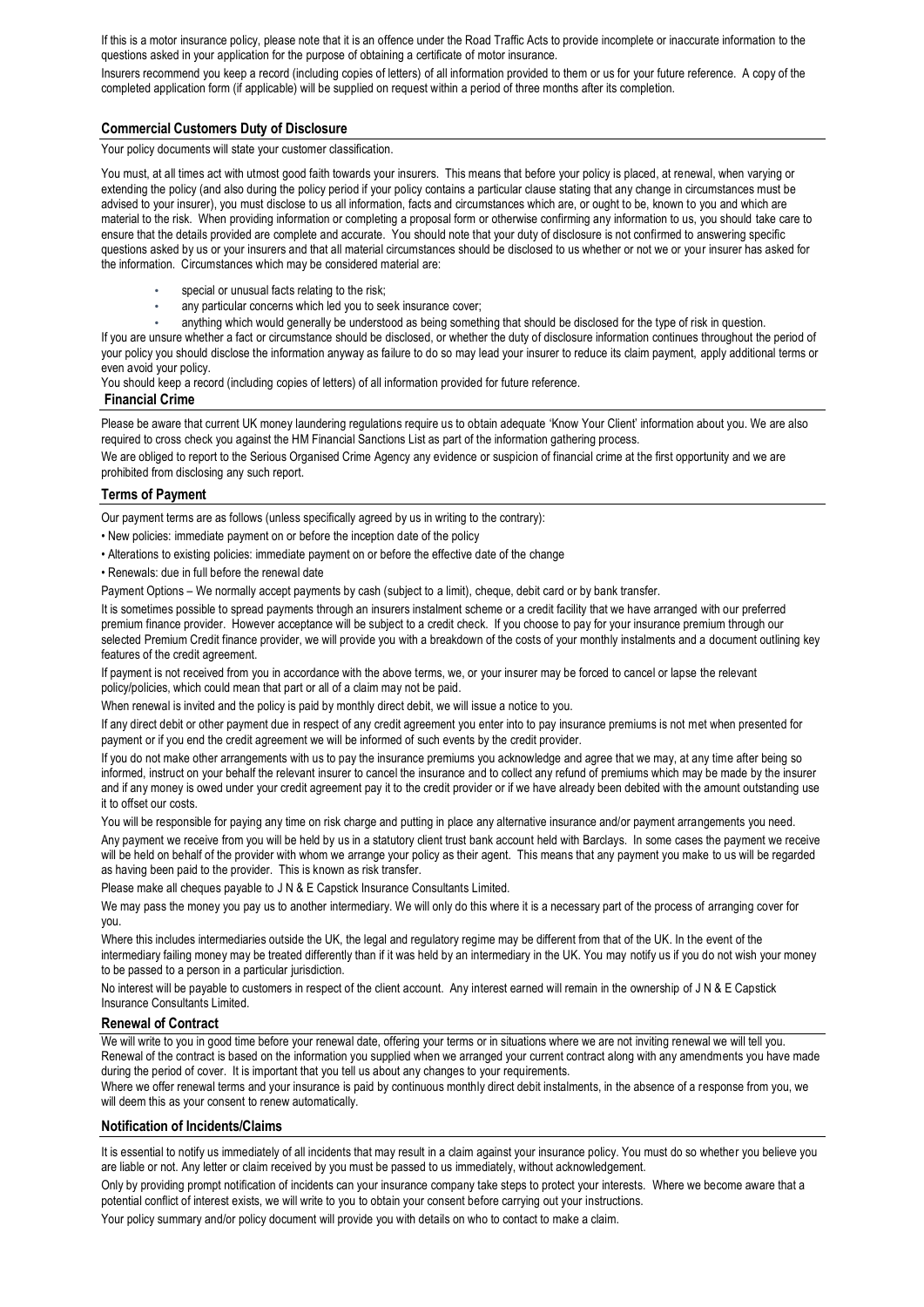If this is a motor insurance policy, please note that it is an offence under the Road Traffic Acts to provide incomplete or inaccurate information to the questions asked in your application for the purpose of obtaining a certificate of motor insurance.

Insurers recommend you keep a record (including copies of letters) of all information provided to them or us for your future reference. A copy of the completed application form (if applicable) will be supplied on request within a period of three months after its completion.

## Commercial Customers Duty of Disclosure

Your policy documents will state your customer classification.

You must, at all times act with utmost good faith towards your insurers. This means that before your policy is placed, at renewal, when varying or extending the policy (and also during the policy period if your policy contains a particular clause stating that any change in circumstances must be advised to your insurer), you must disclose to us all information, facts and circumstances which are, or ought to be, known to you and which are material to the risk. When providing information or completing a proposal form or otherwise confirming any information to us, you should take care to ensure that the details provided are complete and accurate. You should note that your duty of disclosure is not confirmed to answering specific questions asked by us or your insurers and that all material circumstances should be disclosed to us whether or not we or your insurer has asked for the information. Circumstances which may be considered material are:

- special or unusual facts relating to the risk;
- any particular concerns which led you to seek insurance cover;
- anything which would generally be understood as being something that should be disclosed for the type of risk in question.

If you are unsure whether a fact or circumstance should be disclosed, or whether the duty of disclosure information continues throughout the period of your policy you should disclose the information anyway as failure to do so may lead your insurer to reduce its claim payment, apply additional terms or even avoid your policy.

You should keep a record (including copies of letters) of all information provided for future reference.

## Financial Crime

Please be aware that current UK money laundering regulations require us to obtain adequate 'Know Your Client' information about you. We are also required to cross check you against the HM Financial Sanctions List as part of the information gathering process.

We are obliged to report to the Serious Organised Crime Agency any evidence or suspicion of financial crime at the first opportunity and we are prohibited from disclosing any such report.

## Terms of Payment

Our payment terms are as follows (unless specifically agreed by us in writing to the contrary):

- New policies: immediate payment on or before the inception date of the policy
- Alterations to existing policies: immediate payment on or before the effective date of the change
- Renewals: due in full before the renewal date

Payment Options – We normally accept payments by cash (subject to a limit), cheque, debit card or by bank transfer.

It is sometimes possible to spread payments through an insurers instalment scheme or a credit facility that we have arranged with our preferred premium finance provider. However acceptance will be subject to a credit check. If you choose to pay for your insurance premium through our selected Premium Credit finance provider, we will provide you with a breakdown of the costs of your monthly instalments and a document outlining key features of the credit agreement.

If payment is not received from you in accordance with the above terms, we, or your insurer may be forced to cancel or lapse the relevant policy/policies, which could mean that part or all of a claim may not be paid.

When renewal is invited and the policy is paid by monthly direct debit, we will issue a notice to you.

If any direct debit or other payment due in respect of any credit agreement you enter into to pay insurance premiums is not met when presented for payment or if you end the credit agreement we will be informed of such events by the credit provider.

If you do not make other arrangements with us to pay the insurance premiums you acknowledge and agree that we may, at any time after being so informed, instruct on your behalf the relevant insurer to cancel the insurance and to collect any refund of premiums which may be made by the insurer and if any money is owed under your credit agreement pay it to the credit provider or if we have already been debited with the amount outstanding use it to offset our costs.

You will be responsible for paying any time on risk charge and putting in place any alternative insurance and/or payment arrangements you need.

Any payment we receive from you will be held by us in a statutory client trust bank account held with Barclays. In some cases the payment we receive will be held on behalf of the provider with whom we arrange your policy as their agent. This means that any payment you make to us will be regarded as having been paid to the provider. This is known as risk transfer.

Please make all cheques payable to J N & E Capstick Insurance Consultants Limited.

We may pass the money you pay us to another intermediary. We will only do this where it is a necessary part of the process of arranging cover for you.

Where this includes intermediaries outside the UK, the legal and regulatory regime may be different from that of the UK. In the event of the intermediary failing money may be treated differently than if it was held by an intermediary in the UK. You may notify us if you do not wish your money to be passed to a person in a particular jurisdiction.

No interest will be payable to customers in respect of the client account. Any interest earned will remain in the ownership of J N & E Capstick Insurance Consultants Limited.

## Renewal of Contract

We will write to you in good time before your renewal date, offering your terms or in situations where we are not inviting renewal we will tell you. Renewal of the contract is based on the information you supplied when we arranged your current contract along with any amendments you have made during the period of cover. It is important that you tell us about any changes to your requirements.

Where we offer renewal terms and your insurance is paid by continuous monthly direct debit instalments, in the absence of a response from you, we will deem this as your consent to renew automatically.

## Notification of Incidents/Claims

It is essential to notify us immediately of all incidents that may result in a claim against your insurance policy. You must do so whether you believe you are liable or not. Any letter or claim received by you must be passed to us immediately, without acknowledgement.

Only by providing prompt notification of incidents can your insurance company take steps to protect your interests. Where we become aware that a potential conflict of interest exists, we will write to you to obtain your consent before carrying out your instructions.

Your policy summary and/or policy document will provide you with details on who to contact to make a claim.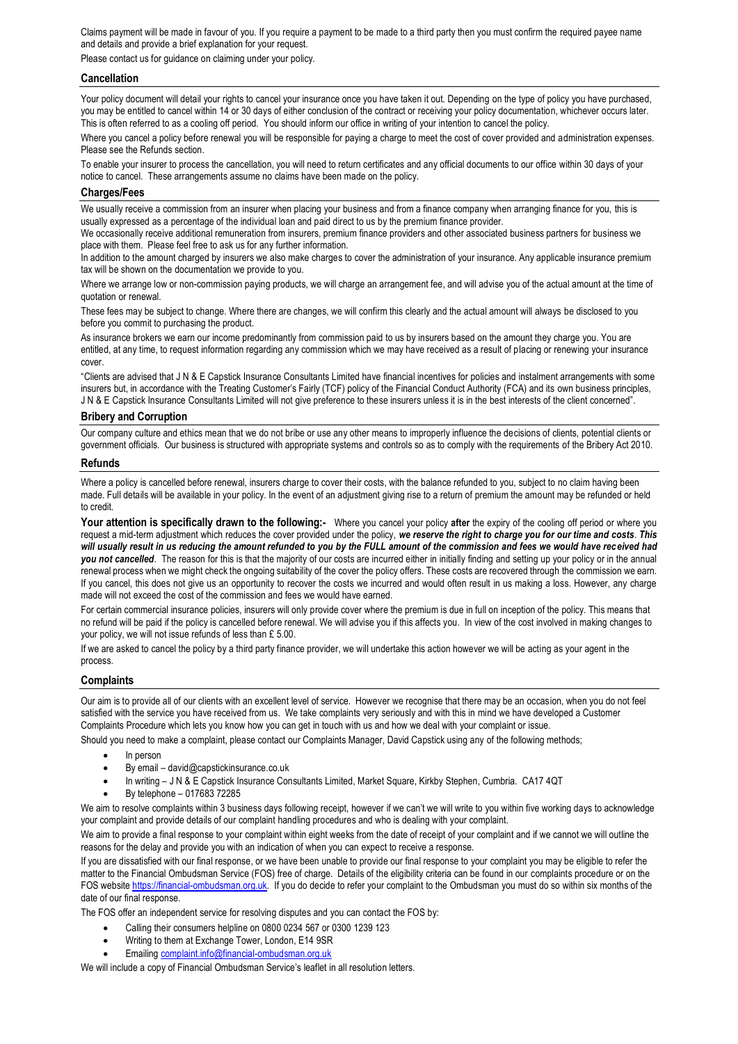Claims payment will be made in favour of you. If you require a payment to be made to a third party then you must confirm the required payee name and details and provide a brief explanation for your request.

Please contact us for guidance on claiming under your policy.

## Cancellation

Your policy document will detail your rights to cancel your insurance once you have taken it out. Depending on the type of policy you have purchased, you may be entitled to cancel within 14 or 30 days of either conclusion of the contract or receiving your policy documentation, whichever occurs later. This is often referred to as a cooling off period. You should inform our office in writing of your intention to cancel the policy.

Where you cancel a policy before renewal you will be responsible for paying a charge to meet the cost of cover provided and administration expenses. Please see the Refunds section.

To enable your insurer to process the cancellation, you will need to return certificates and any official documents to our office within 30 days of your notice to cancel. These arrangements assume no claims have been made on the policy.

## Charges/Fees

We usually receive a commission from an insurer when placing your business and from a finance company when arranging finance for you, this is usually expressed as a percentage of the individual loan and paid direct to us by the premium finance provider.

We occasionally receive additional remuneration from insurers, premium finance providers and other associated business partners for business we place with them. Please feel free to ask us for any further information.

In addition to the amount charged by insurers we also make charges to cover the administration of your insurance. Any applicable insurance premium tax will be shown on the documentation we provide to you.

Where we arrange low or non-commission paying products, we will charge an arrangement fee, and will advise you of the actual amount at the time of quotation or renewal.

These fees may be subject to change. Where there are changes, we will confirm this clearly and the actual amount will always be disclosed to you before you commit to purchasing the product.

As insurance brokers we earn our income predominantly from commission paid to us by insurers based on the amount they charge you. You are entitled, at any time, to request information regarding any commission which we may have received as a result of placing or renewing your insurance cover.

"Clients are advised that J N & E Capstick Insurance Consultants Limited have financial incentives for policies and instalment arrangements with some insurers but, in accordance with the Treating Customer's Fairly (TCF) policy of the Financial Conduct Authority (FCA) and its own business principles, J N & E Capstick Insurance Consultants Limited will not give preference to these insurers unless it is in the best interests of the client concerned".

## Bribery and Corruption

Our company culture and ethics mean that we do not bribe or use any other means to improperly influence the decisions of clients, potential clients or government officials. Our business is structured with appropriate systems and controls so as to comply with the requirements of the Bribery Act 2010.

## Refunds

Where a policy is cancelled before renewal, insurers charge to cover their costs, with the balance refunded to you, subject to no claim having been made. Full details will be available in your policy. In the event of an adjustment giving rise to a return of premium the amount may be refunded or held to credit.

**Your attention is specifically drawn to the following:-** Where you cancel your policy **after** the expiry of the cooling off period or where you request a mid-term adjustment which reduces the cover provided under the policy, ***we reserve the right to charge you for our time and costs***. ***This will usually result in us reducing the amount refunded to you by the FULL amount of the commission and fees we would have received had you not cancelled***. The reason for this is that the majority of our costs are incurred either in initially finding and setting up your policy or in the annual renewal process when we might check the ongoing suitability of the cover the policy offers. These costs are recovered through the commission we earn. If you cancel, this does not give us an opportunity to recover the costs we incurred and would often result in us making a loss. However, any charge made will not exceed the cost of the commission and fees we would have earned.

For certain commercial insurance policies, insurers will only provide cover where the premium is due in full on inception of the policy. This means that no refund will be paid if the policy is cancelled before renewal. We will advise you if this affects you. In view of the cost involved in making changes to your policy, we will not issue refunds of less than £ 5.00.

If we are asked to cancel the policy by a third party finance provider, we will undertake this action however we will be acting as your agent in the process.

## Complaints

Our aim is to provide all of our clients with an excellent level of service. However we recognise that there may be an occasion, when you do not feel satisfied with the service you have received from us. We take complaints very seriously and with this in mind we have developed a Customer Complaints Procedure which lets you know how you can get in touch with us and how we deal with your complaint or issue.

Should you need to make a complaint, please contact our Complaints Manager, David Capstick using any of the following methods;

- In person
- By email – david@capstickinsurance.co.uk
- In writing – J N & E Capstick Insurance Consultants Limited, Market Square, Kirkby Stephen, Cumbria. CA17 4QT
- By telephone – 017683 72285

We aim to resolve complaints within 3 business days following receipt, however if we can't we will write to you within five working days to acknowledge your complaint and provide details of our complaint handling procedures and who is dealing with your complaint.

We aim to provide a final response to your complaint within eight weeks from the date of receipt of your complaint and if we cannot we will outline the reasons for the delay and provide you with an indication of when you can expect to receive a response.

If you are dissatisfied with our final response, or we have been unable to provide our final response to your complaint you may be eligible to refer the matter to the Financial Ombudsman Service (FOS) free of charge. Details of the eligibility criteria can be found in our complaints procedure or on the FOS website https://financial-ombudsman.org.uk. If you do decide to refer your complaint to the Ombudsman you must do so within six months of the date of our final response.

The FOS offer an independent service for resolving disputes and you can contact the FOS by:

- Calling their consumers helpline on 0800 0234 567 or 0300 1239 123
- Writing to them at Exchange Tower, London, E14 9SR
- Emailing complaint.info@financial-ombudsman.org.uk

We will include a copy of Financial Ombudsman Service's leaflet in all resolution letters.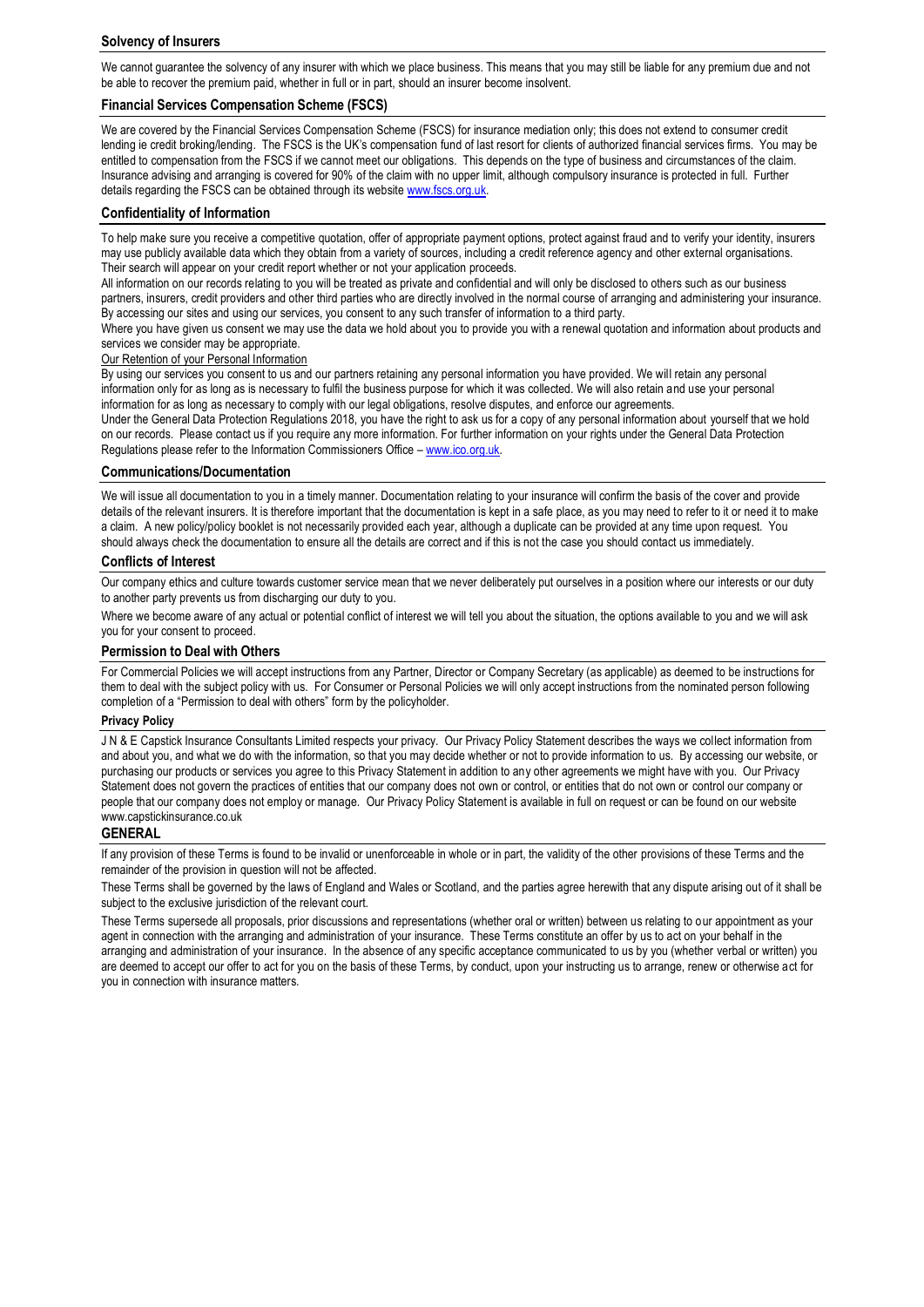## Solvency of Insurers

We cannot guarantee the solvency of any insurer with which we place business. This means that you may still be liable for any premium due and not be able to recover the premium paid, whether in full or in part, should an insurer become insolvent.

## Financial Services Compensation Scheme (FSCS)

We are covered by the Financial Services Compensation Scheme (FSCS) for insurance mediation only; this does not extend to consumer credit lending ie credit broking/lending. The FSCS is the UK's compensation fund of last resort for clients of authorized financial services firms. You may be entitled to compensation from the FSCS if we cannot meet our obligations. This depends on the type of business and circumstances of the claim. Insurance advising and arranging is covered for 90% of the claim with no upper limit, although compulsory insurance is protected in full. Further details regarding the FSCS can be obtained through its website www.fscs.org.uk.

## Confidentiality of Information

To help make sure you receive a competitive quotation, offer of appropriate payment options, protect against fraud and to verify your identity, insurers may use publicly available data which they obtain from a variety of sources, including a credit reference agency and other external organisations. Their search will appear on your credit report whether or not your application proceeds.

All information on our records relating to you will be treated as private and confidential and will only be disclosed to others such as our business partners, insurers, credit providers and other third parties who are directly involved in the normal course of arranging and administering your insurance. By accessing our sites and using our services, you consent to any such transfer of information to a third party.

Where you have given us consent we may use the data we hold about you to provide you with a renewal quotation and information about products and services we consider may be appropriate.

Our Retention of your Personal Information

By using our services you consent to us and our partners retaining any personal information you have provided. We will retain any personal information only for as long as is necessary to fulfil the business purpose for which it was collected. We will also retain and use your personal information for as long as necessary to comply with our legal obligations, resolve disputes, and enforce our agreements.

Under the General Data Protection Regulations 2018, you have the right to ask us for a copy of any personal information about yourself that we hold on our records. Please contact us if you require any more information. For further information on your rights under the General Data Protection Regulations please refer to the Information Commissioners Office – www.ico.org.uk.

## Communications/Documentation

We will issue all documentation to you in a timely manner. Documentation relating to your insurance will confirm the basis of the cover and provide details of the relevant insurers. It is therefore important that the documentation is kept in a safe place, as you may need to refer to it or need it to make a claim. A new policy/policy booklet is not necessarily provided each year, although a duplicate can be provided at any time upon request. You should always check the documentation to ensure all the details are correct and if this is not the case you should contact us immediately.

## Conflicts of Interest

Our company ethics and culture towards customer service mean that we never deliberately put ourselves in a position where our interests or our duty to another party prevents us from discharging our duty to you.

Where we become aware of any actual or potential conflict of interest we will tell you about the situation, the options available to you and we will ask you for your consent to proceed.

## Permission to Deal with Others

For Commercial Policies we will accept instructions from any Partner, Director or Company Secretary (as applicable) as deemed to be instructions for them to deal with the subject policy with us. For Consumer or Personal Policies we will only accept instructions from the nominated person following completion of a "Permission to deal with others" form by the policyholder.

### Privacy Policy

J N & E Capstick Insurance Consultants Limited respects your privacy. Our Privacy Policy Statement describes the ways we collect information from and about you, and what we do with the information, so that you may decide whether or not to provide information to us. By accessing our website, or purchasing our products or services you agree to this Privacy Statement in addition to any other agreements we might have with you. Our Privacy Statement does not govern the practices of entities that our company does not own or control, or entities that do not own or control our company or people that our company does not employ or manage. Our Privacy Policy Statement is available in full on request or can be found on our website www.capstickinsurance.co.uk

## GENERAL

If any provision of these Terms is found to be invalid or unenforceable in whole or in part, the validity of the other provisions of these Terms and the remainder of the provision in question will not be affected.

These Terms shall be governed by the laws of England and Wales or Scotland, and the parties agree herewith that any dispute arising out of it shall be subject to the exclusive jurisdiction of the relevant court.

These Terms supersede all proposals, prior discussions and representations (whether oral or written) between us relating to our appointment as your agent in connection with the arranging and administration of your insurance. These Terms constitute an offer by us to act on your behalf in the arranging and administration of your insurance. In the absence of any specific acceptance communicated to us by you (whether verbal or written) you are deemed to accept our offer to act for you on the basis of these Terms, by conduct, upon your instructing us to arrange, renew or otherwise act for you in connection with insurance matters.